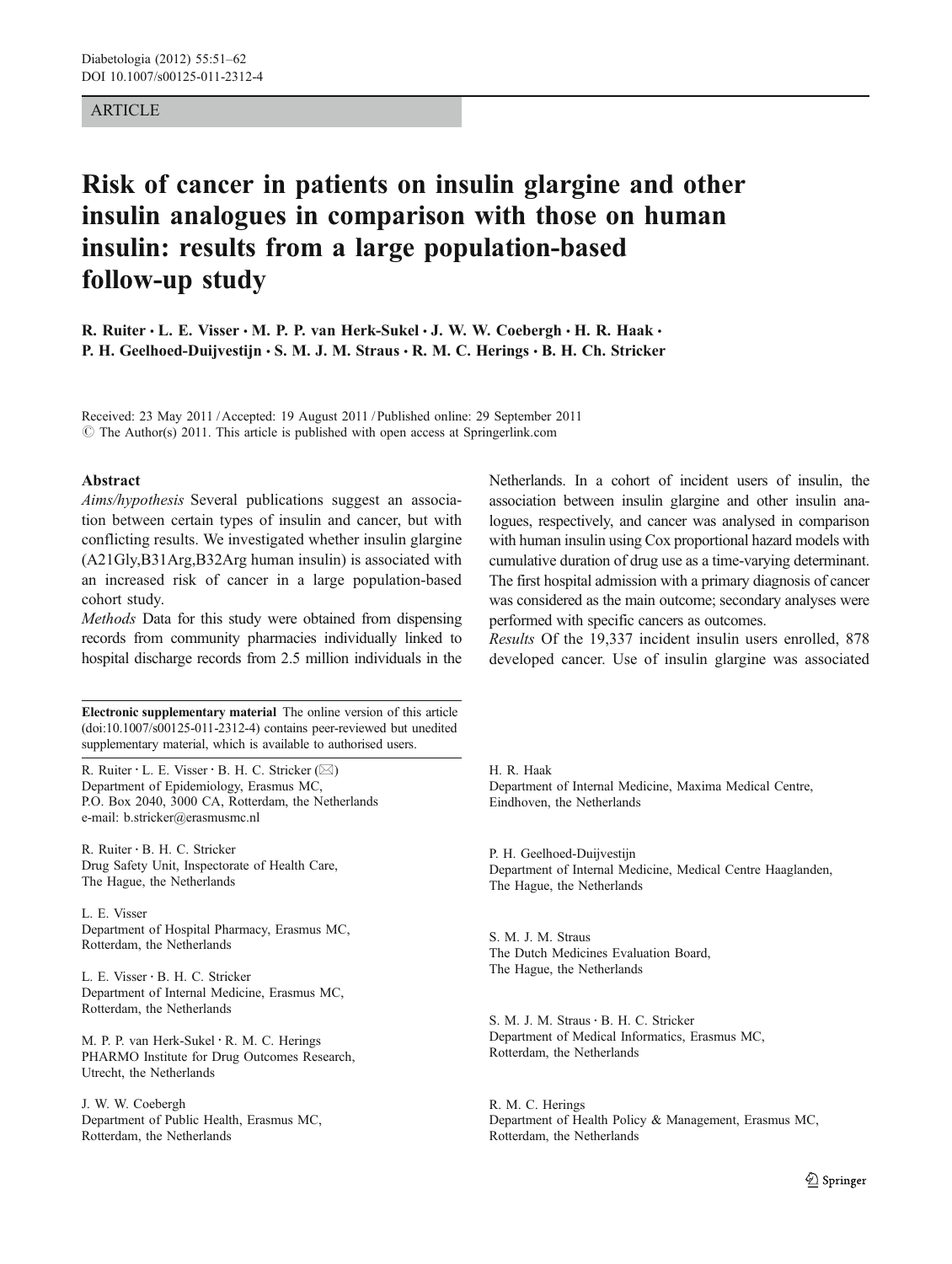ARTICLE

# Risk of cancer in patients on insulin glargine and other insulin analogues in comparison with those on human insulin: results from a large population-based follow-up study

R. Ruiter · L. E. Visser · M. P. P. van Herk-Sukel · J. W. W. Coebergh · H. R. Haak · P. H. Geelhoed-Duijvestijn · S. M. J. M. Straus · R. M. C. Herings · B. H. Ch. Stricker

Received: 23 May 2011 / Accepted: 19 August 2011 / Published online: 29 September 2011
© The Author(s) 2011. This article is published with open access at Springerlink.com

## Abstract

*Aims/hypothesis* Several publications suggest an association between certain types of insulin and cancer, but with conflicting results. We investigated whether insulin glargine (A21Gly,B31Arg,B32Arg human insulin) is associated with an increased risk of cancer in a large population-based cohort study.

*Methods* Data for this study were obtained from dispensing records from community pharmacies individually linked to hospital discharge records from 2.5 million individuals in the Netherlands. In a cohort of incident users of insulin, the association between insulin glargine and other insulin analogues, respectively, and cancer was analysed in comparison with human insulin using Cox proportional hazard models with cumulative duration of drug use as a time-varying determinant. The first hospital admission with a primary diagnosis of cancer was considered as the main outcome; secondary analyses were performed with specific cancers as outcomes.

*Results* Of the 19,337 incident insulin users enrolled, 878 developed cancer. Use of insulin glargine was associated

**Electronic supplementary material** The online version of this article (doi:10.1007/s00125-011-2312-4) contains peer-reviewed but unedited supplementary material, which is available to authorised users.

R. Ruiter · L. E. Visser · B. H. C. Stricker (✉)
Department of Epidemiology, Erasmus MC,
P.O. Box 2040, 3000 CA, Rotterdam, the Netherlands
e-mail: b.stricker@erasmusmc.nl

R. Ruiter · B. H. C. Stricker
Drug Safety Unit, Inspectorate of Health Care,
The Hague, the Netherlands

L. E. Visser
Department of Hospital Pharmacy, Erasmus MC,
Rotterdam, the Netherlands

L. E. Visser · B. H. C. Stricker
Department of Internal Medicine, Erasmus MC,
Rotterdam, the Netherlands

M. P. P. van Herk-Sukel · R. M. C. Herings
PHARMO Institute for Drug Outcomes Research,
Utrecht, the Netherlands

J. W. W. Coebergh
Department of Public Health, Erasmus MC,
Rotterdam, the Netherlands

H. R. Haak
Department of Internal Medicine, Maxima Medical Centre,
Eindhoven, the Netherlands

P. H. Geelhoed-Duijvestijn
Department of Internal Medicine, Medical Centre Haaglanden,
The Hague, the Netherlands

S. M. J. M. Straus
The Dutch Medicines Evaluation Board,
The Hague, the Netherlands

S. M. J. M. Straus · B. H. C. Stricker
Department of Medical Informatics, Erasmus MC,
Rotterdam, the Netherlands

R. M. C. Herings
Department of Health Policy & Management, Erasmus MC,
Rotterdam, the Netherlands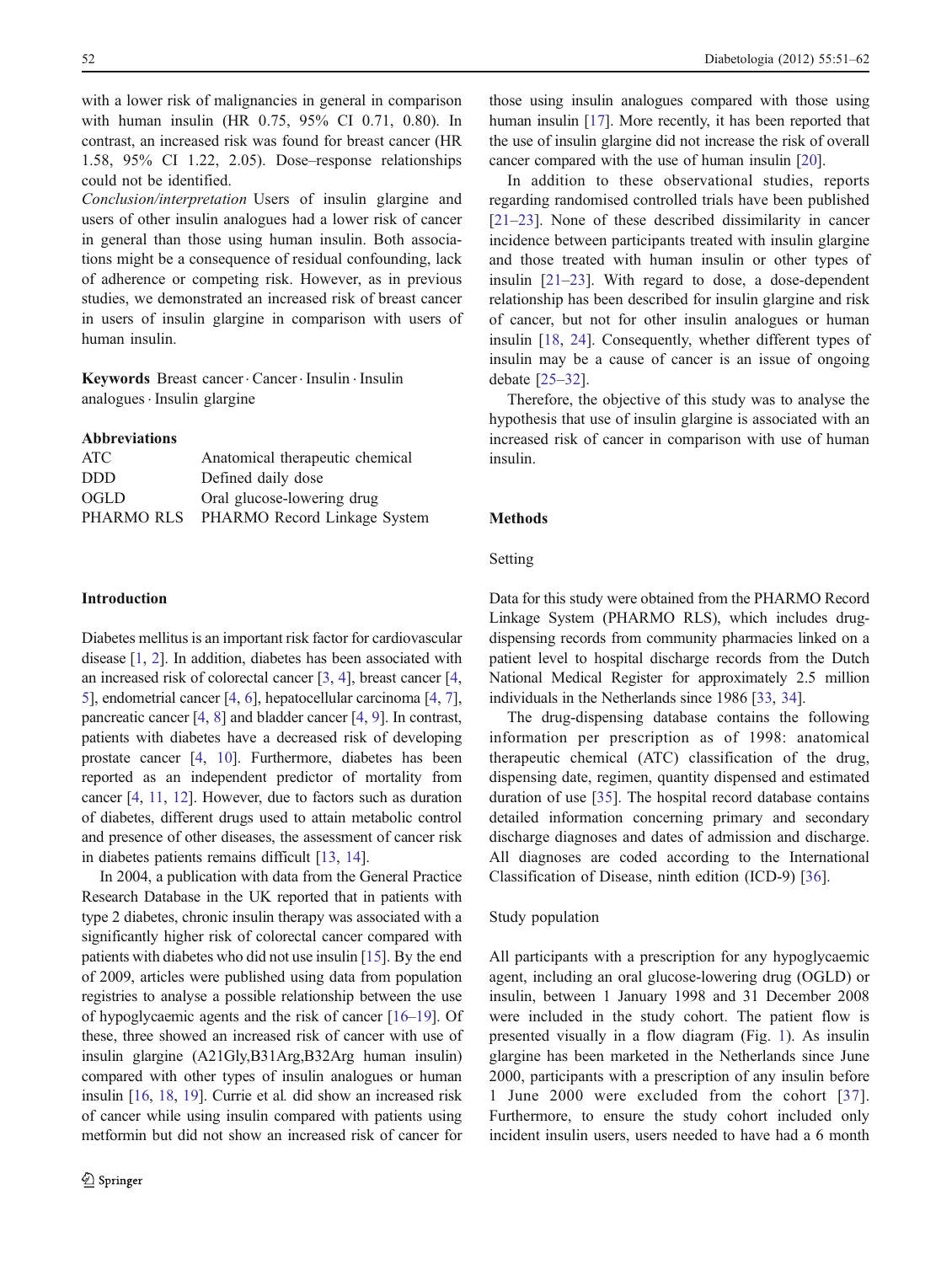with a lower risk of malignancies in general in comparison with human insulin (HR 0.75, 95% CI 0.71, 0.80). In contrast, an increased risk was found for breast cancer (HR 1.58, 95% CI 1.22, 2.05). Dose–response relationships could not be identified.

*Conclusion/interpretation* Users of insulin glargine and users of other insulin analogues had a lower risk of cancer in general than those using human insulin. Both associations might be a consequence of residual confounding, lack of adherence or competing risk. However, as in previous studies, we demonstrated an increased risk of breast cancer in users of insulin glargine in comparison with users of human insulin.

**Keywords** Breast cancer · Cancer · Insulin · Insulin analogues · Insulin glargine

**Abbreviations**

| | |
|---|---|
| ATC | Anatomical therapeutic chemical |
| DDD | Defined daily dose |
| OGLD | Oral glucose-lowering drug |
| PHARMO RLS | PHARMO Record Linkage System |

## Introduction

Diabetes mellitus is an important risk factor for cardiovascular disease [1, 2]. In addition, diabetes has been associated with an increased risk of colorectal cancer [3, 4], breast cancer [4, 5], endometrial cancer [4, 6], hepatocellular carcinoma [4, 7], pancreatic cancer [4, 8] and bladder cancer [4, 9]. In contrast, patients with diabetes have a decreased risk of developing prostate cancer [4, 10]. Furthermore, diabetes has been reported as an independent predictor of mortality from cancer [4, 11, 12]. However, due to factors such as duration of diabetes, different drugs used to attain metabolic control and presence of other diseases, the assessment of cancer risk in diabetes patients remains difficult [13, 14].

In 2004, a publication with data from the General Practice Research Database in the UK reported that in patients with type 2 diabetes, chronic insulin therapy was associated with a significantly higher risk of colorectal cancer compared with patients with diabetes who did not use insulin [15]. By the end of 2009, articles were published using data from population registries to analyse a possible relationship between the use of hypoglycaemic agents and the risk of cancer [16–19]. Of these, three showed an increased risk of cancer with use of insulin glargine (A21Gly,B31Arg,B32Arg human insulin) compared with other types of insulin analogues or human insulin [16, 18, 19]. Currie et al. did show an increased risk of cancer while using insulin compared with patients using metformin but did not show an increased risk of cancer for those using insulin analogues compared with those using human insulin [17]. More recently, it has been reported that the use of insulin glargine did not increase the risk of overall cancer compared with the use of human insulin [20].

In addition to these observational studies, reports regarding randomised controlled trials have been published [21–23]. None of these described dissimilarity in cancer incidence between participants treated with insulin glargine and those treated with human insulin or other types of insulin [21–23]. With regard to dose, a dose-dependent relationship has been described for insulin glargine and risk of cancer, but not for other insulin analogues or human insulin [18, 24]. Consequently, whether different types of insulin may be a cause of cancer is an issue of ongoing debate [25–32].

Therefore, the objective of this study was to analyse the hypothesis that use of insulin glargine is associated with an increased risk of cancer in comparison with use of human insulin.

## Methods

### Setting

Data for this study were obtained from the PHARMO Record Linkage System (PHARMO RLS), which includes drug-dispensing records from community pharmacies linked on a patient level to hospital discharge records from the Dutch National Medical Register for approximately 2.5 million individuals in the Netherlands since 1986 [33, 34].

The drug-dispensing database contains the following information per prescription as of 1998: anatomical therapeutic chemical (ATC) classification of the drug, dispensing date, regimen, quantity dispensed and estimated duration of use [35]. The hospital record database contains detailed information concerning primary and secondary discharge diagnoses and dates of admission and discharge. All diagnoses are coded according to the International Classification of Disease, ninth edition (ICD-9) [36].

### Study population

All participants with a prescription for any hypoglycaemic agent, including an oral glucose-lowering drug (OGLD) or insulin, between 1 January 1998 and 31 December 2008 were included in the study cohort. The patient flow is presented visually in a flow diagram (Fig. 1). As insulin glargine has been marketed in the Netherlands since June 2000, participants with a prescription of any insulin before 1 June 2000 were excluded from the cohort [37]. Furthermore, to ensure the study cohort included only incident insulin users, users needed to have had a 6 month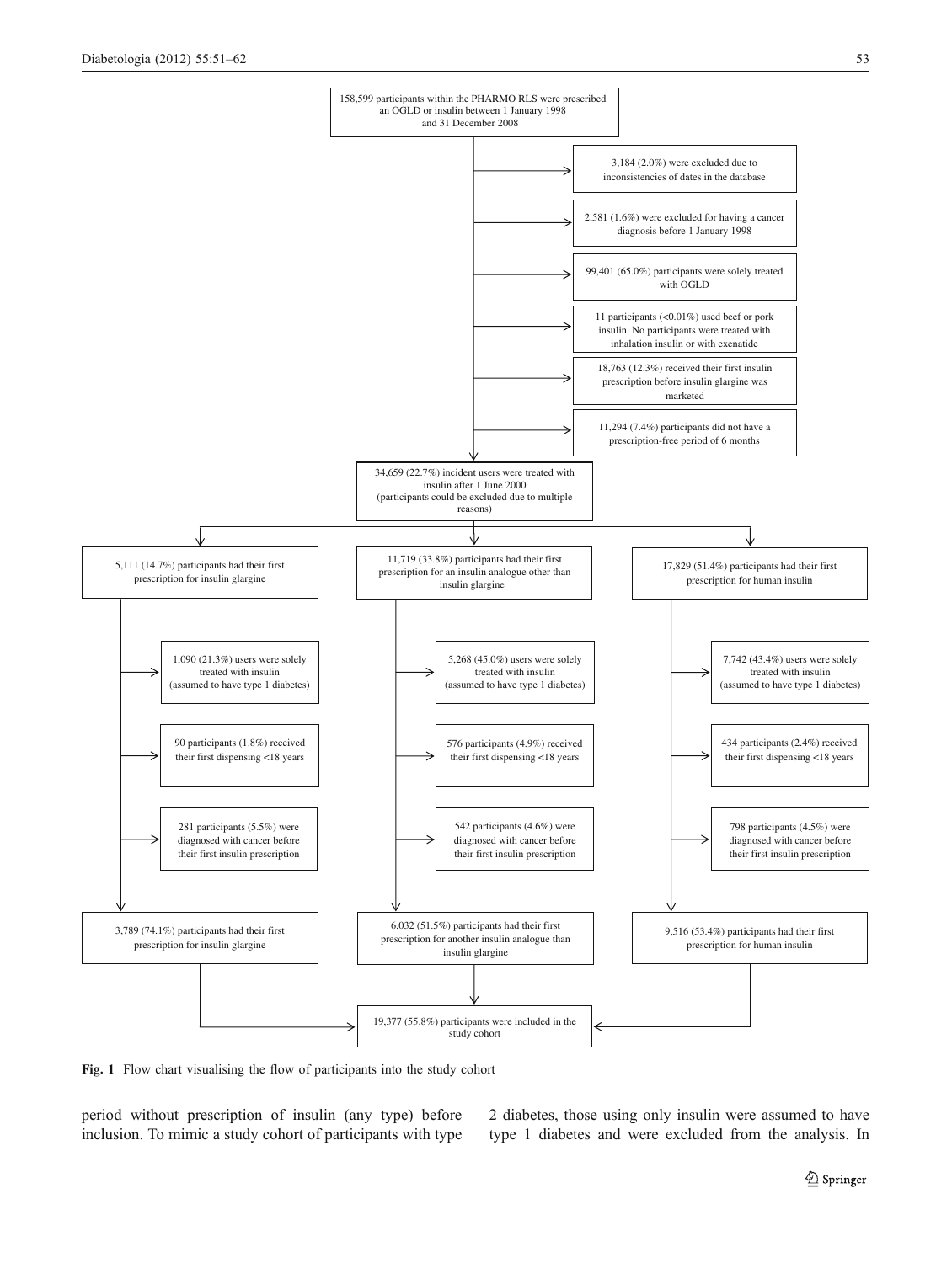158,599 participants within the PHARMO RLS were prescribed an OGLD or insulin between 1 January 1998 and 31 December 2008

- 3,184 (2.0%) were excluded due to inconsistencies of dates in the database
- 2,581 (1.6%) were excluded for having a cancer diagnosis before 1 January 1998
- 99,401 (65.0%) participants were solely treated with OGLD
- 11 participants (<0.01%) used beef or pork insulin. No participants were treated with inhalation insulin or with exenatide
- 18,763 (12.3%) received their first insulin prescription before insulin glargine was marketed
- 11,294 (7.4%) participants did not have a prescription-free period of 6 months

34,659 (22.7%) incident users were treated with insulin after 1 June 2000 (participants could be excluded due to multiple reasons)

**5,111 (14.7%) participants had their first prescription for insulin glargine**

- 1,090 (21.3%) users were solely treated with insulin (assumed to have type 1 diabetes)
- 90 participants (1.8%) received their first dispensing <18 years
- 281 participants (5.5%) were diagnosed with cancer before their first insulin prescription

3,789 (74.1%) participants had their first prescription for insulin glargine

**11,719 (33.8%) participants had their first prescription for an insulin analogue other than insulin glargine**

- 5,268 (45.0%) users were solely treated with insulin (assumed to have type 1 diabetes)
- 576 participants (4.9%) received their first dispensing <18 years
- 542 participants (4.6%) were diagnosed with cancer before their first insulin prescription

6,032 (51.5%) participants had their first prescription for another insulin analogue than insulin glargine

**17,829 (51.4%) participants had their first prescription for human insulin**

- 7,742 (43.4%) users were solely treated with insulin (assumed to have type 1 diabetes)
- 434 participants (2.4%) received their first dispensing <18 years
- 798 participants (4.5%) were diagnosed with cancer before their first insulin prescription

9,516 (53.4%) participants had their first prescription for human insulin

19,377 (55.8%) participants were included in the study cohort

**Fig. 1** Flow chart visualising the flow of participants into the study cohort

period without prescription of insulin (any type) before inclusion. To mimic a study cohort of participants with type 2 diabetes, those using only insulin were assumed to have type 1 diabetes and were excluded from the analysis. In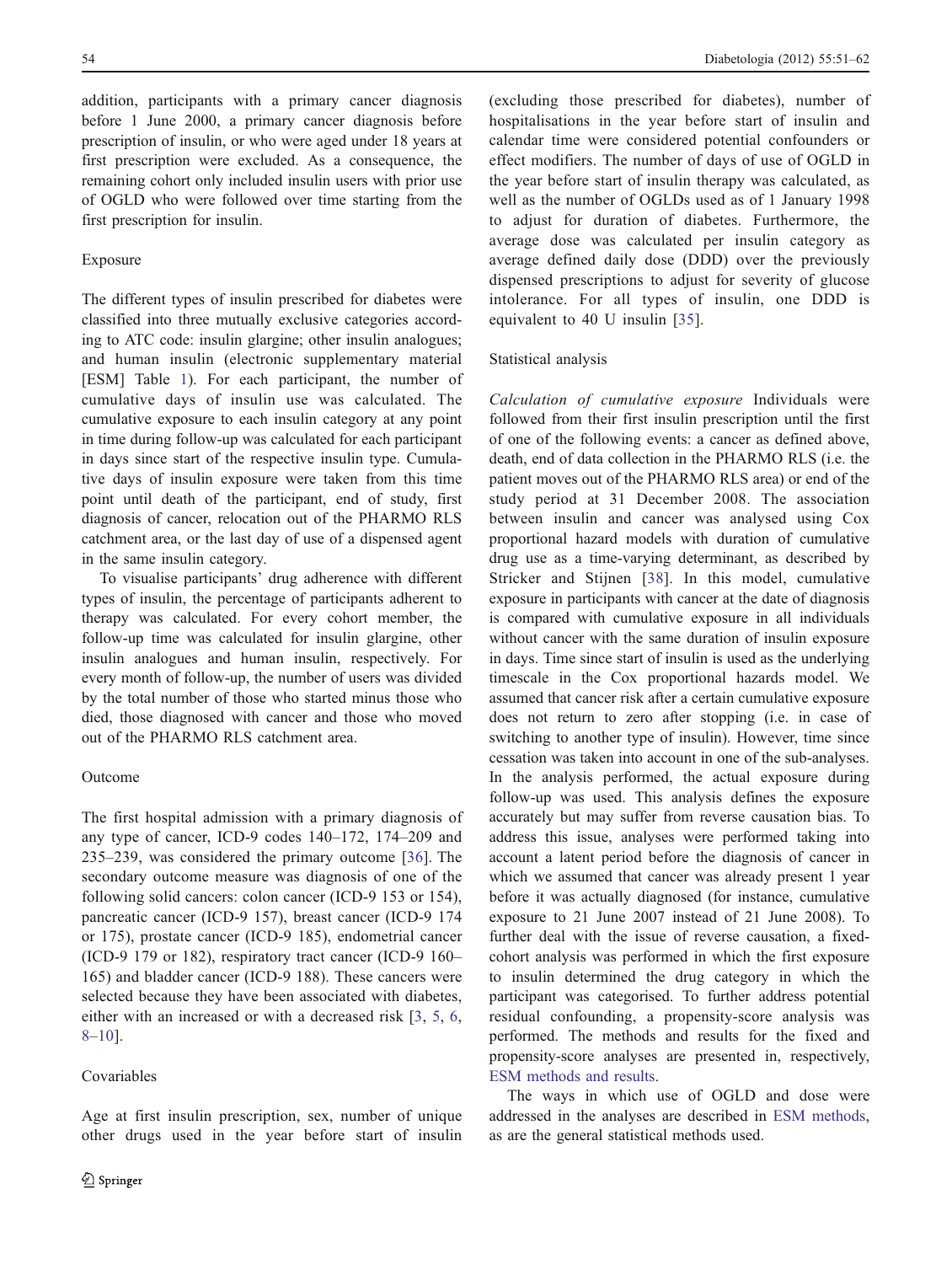addition, participants with a primary cancer diagnosis before 1 June 2000, a primary cancer diagnosis before prescription of insulin, or who were aged under 18 years at first prescription were excluded. As a consequence, the remaining cohort only included insulin users with prior use of OGLD who were followed over time starting from the first prescription for insulin.

### Exposure

The different types of insulin prescribed for diabetes were classified into three mutually exclusive categories according to ATC code: insulin glargine; other insulin analogues; and human insulin (electronic supplementary material [ESM] Table 1). For each participant, the number of cumulative days of insulin use was calculated. The cumulative exposure to each insulin category at any point in time during follow-up was calculated for each participant in days since start of the respective insulin type. Cumulative days of insulin exposure were taken from this time point until death of the participant, end of study, first diagnosis of cancer, relocation out of the PHARMO RLS catchment area, or the last day of use of a dispensed agent in the same insulin category.

To visualise participants' drug adherence with different types of insulin, the percentage of participants adherent to therapy was calculated. For every cohort member, the follow-up time was calculated for insulin glargine, other insulin analogues and human insulin, respectively. For every month of follow-up, the number of users was divided by the total number of those who started minus those who died, those diagnosed with cancer and those who moved out of the PHARMO RLS catchment area.

### Outcome

The first hospital admission with a primary diagnosis of any type of cancer, ICD-9 codes 140–172, 174–209 and 235–239, was considered the primary outcome [36]. The secondary outcome measure was diagnosis of one of the following solid cancers: colon cancer (ICD-9 153 or 154), pancreatic cancer (ICD-9 157), breast cancer (ICD-9 174 or 175), prostate cancer (ICD-9 185), endometrial cancer (ICD-9 179 or 182), respiratory tract cancer (ICD-9 160–165) and bladder cancer (ICD-9 188). These cancers were selected because they have been associated with diabetes, either with an increased or with a decreased risk [3, 5, 6, 8–10].

### Covariables

Age at first insulin prescription, sex, number of unique other drugs used in the year before start of insulin (excluding those prescribed for diabetes), number of hospitalisations in the year before start of insulin and calendar time were considered potential confounders or effect modifiers. The number of days of use of OGLD in the year before start of insulin therapy was calculated, as well as the number of OGLDs used as of 1 January 1998 to adjust for duration of diabetes. Furthermore, the average dose was calculated per insulin category as average defined daily dose (DDD) over the previously dispensed prescriptions to adjust for severity of glucose intolerance. For all types of insulin, one DDD is equivalent to 40 U insulin [35].

### Statistical analysis

*Calculation of cumulative exposure* Individuals were followed from their first insulin prescription until the first of one of the following events: a cancer as defined above, death, end of data collection in the PHARMO RLS (i.e. the patient moves out of the PHARMO RLS area) or end of the study period at 31 December 2008. The association between insulin and cancer was analysed using Cox proportional hazard models with duration of cumulative drug use as a time-varying determinant, as described by Stricker and Stijnen [38]. In this model, cumulative exposure in participants with cancer at the date of diagnosis is compared with cumulative exposure in all individuals without cancer with the same duration of insulin exposure in days. Time since start of insulin is used as the underlying timescale in the Cox proportional hazards model. We assumed that cancer risk after a certain cumulative exposure does not return to zero after stopping (i.e. in case of switching to another type of insulin). However, time since cessation was taken into account in one of the sub-analyses. In the analysis performed, the actual exposure during follow-up was used. This analysis defines the exposure accurately but may suffer from reverse causation bias. To address this issue, analyses were performed taking into account a latent period before the diagnosis of cancer in which we assumed that cancer was already present 1 year before it was actually diagnosed (for instance, cumulative exposure to 21 June 2007 instead of 21 June 2008). To further deal with the issue of reverse causation, a fixed-cohort analysis was performed in which the first exposure to insulin determined the drug category in which the participant was categorised. To further address potential residual confounding, a propensity-score analysis was performed. The methods and results for the fixed and propensity-score analyses are presented in, respectively, ESM methods and results.

The ways in which use of OGLD and dose were addressed in the analyses are described in ESM methods, as are the general statistical methods used.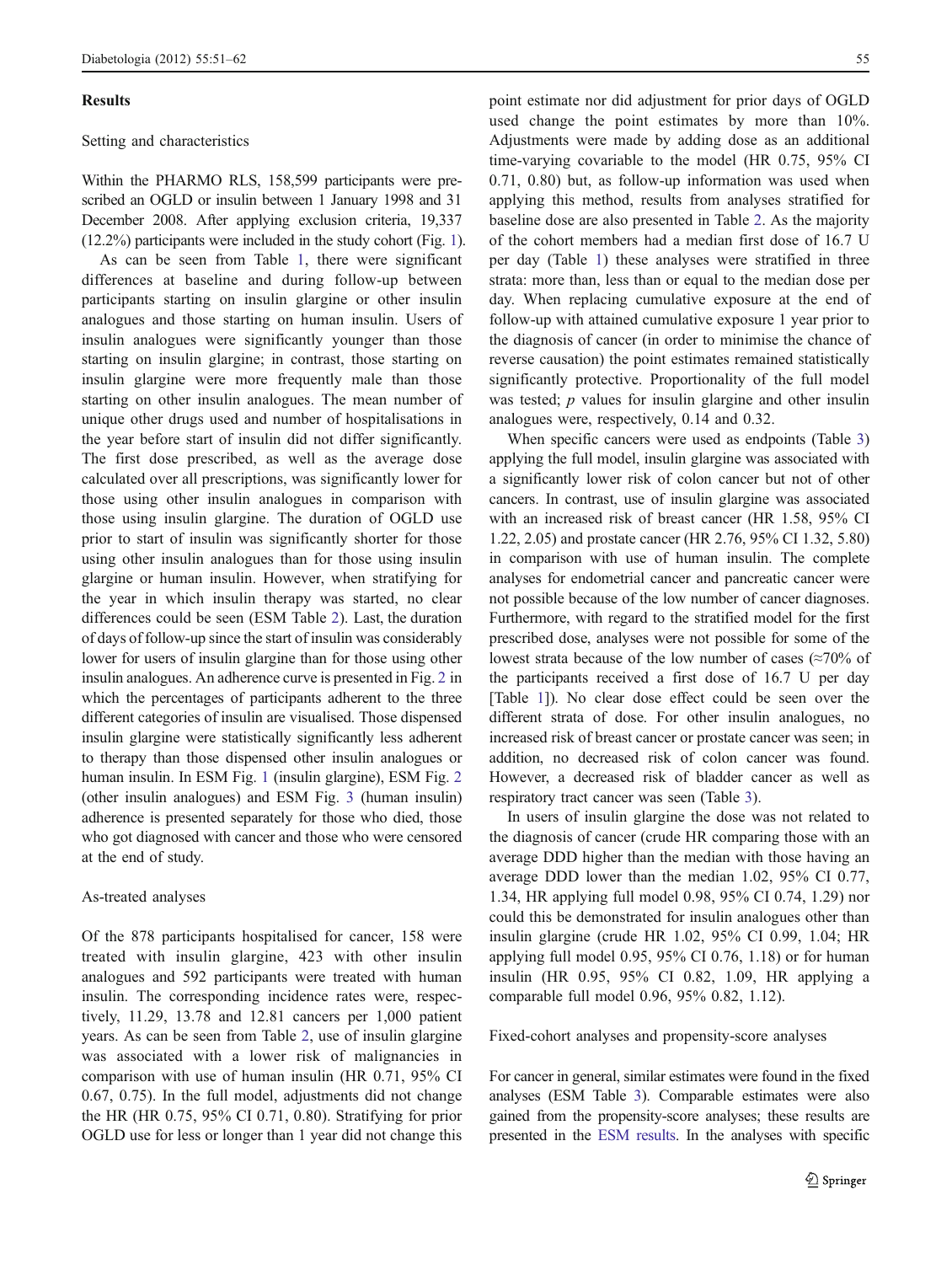## Results

### Setting and characteristics

Within the PHARMO RLS, 158,599 participants were prescribed an OGLD or insulin between 1 January 1998 and 31 December 2008. After applying exclusion criteria, 19,337 (12.2%) participants were included in the study cohort (Fig. 1).

As can be seen from Table 1, there were significant differences at baseline and during follow-up between participants starting on insulin glargine or other insulin analogues and those starting on human insulin. Users of insulin analogues were significantly younger than those starting on insulin glargine; in contrast, those starting on insulin glargine were more frequently male than those starting on other insulin analogues. The mean number of unique other drugs used and number of hospitalisations in the year before start of insulin did not differ significantly. The first dose prescribed, as well as the average dose calculated over all prescriptions, was significantly lower for those using other insulin analogues in comparison with those using insulin glargine. The duration of OGLD use prior to start of insulin was significantly shorter for those using other insulin analogues than for those using insulin glargine or human insulin. However, when stratifying for the year in which insulin therapy was started, no clear differences could be seen (ESM Table 2). Last, the duration of days of follow-up since the start of insulin was considerably lower for users of insulin glargine than for those using other insulin analogues. An adherence curve is presented in Fig. 2 in which the percentages of participants adherent to the three different categories of insulin are visualised. Those dispensed insulin glargine were statistically significantly less adherent to therapy than those dispensed other insulin analogues or human insulin. In ESM Fig. 1 (insulin glargine), ESM Fig. 2 (other insulin analogues) and ESM Fig. 3 (human insulin) adherence is presented separately for those who died, those who got diagnosed with cancer and those who were censored at the end of study.

### As-treated analyses

Of the 878 participants hospitalised for cancer, 158 were treated with insulin glargine, 423 with other insulin analogues and 592 participants were treated with human insulin. The corresponding incidence rates were, respectively, 11.29, 13.78 and 12.81 cancers per 1,000 patient years. As can be seen from Table 2, use of insulin glargine was associated with a lower risk of malignancies in comparison with use of human insulin (HR 0.71, 95% CI 0.67, 0.75). In the full model, adjustments did not change the HR (HR 0.75, 95% CI 0.71, 0.80). Stratifying for prior OGLD use for less or longer than 1 year did not change this point estimate nor did adjustment for prior days of OGLD used change the point estimates by more than 10%. Adjustments were made by adding dose as an additional time-varying covariable to the model (HR 0.75, 95% CI 0.71, 0.80) but, as follow-up information was used when applying this method, results from analyses stratified for baseline dose are also presented in Table 2. As the majority of the cohort members had a median first dose of 16.7 U per day (Table 1) these analyses were stratified in three strata: more than, less than or equal to the median dose per day. When replacing cumulative exposure at the end of follow-up with attained cumulative exposure 1 year prior to the diagnosis of cancer (in order to minimise the chance of reverse causation) the point estimates remained statistically significantly protective. Proportionality of the full model was tested; $p$ values for insulin glargine and other insulin analogues were, respectively, 0.14 and 0.32.

When specific cancers were used as endpoints (Table 3) applying the full model, insulin glargine was associated with a significantly lower risk of colon cancer but not of other cancers. In contrast, use of insulin glargine was associated with an increased risk of breast cancer (HR 1.58, 95% CI 1.22, 2.05) and prostate cancer (HR 2.76, 95% CI 1.32, 5.80) in comparison with use of human insulin. The complete analyses for endometrial cancer and pancreatic cancer were not possible because of the low number of cancer diagnoses. Furthermore, with regard to the stratified model for the first prescribed dose, analyses were not possible for some of the lowest strata because of the low number of cases (≈70% of the participants received a first dose of 16.7 U per day [Table 1]). No clear dose effect could be seen over the different strata of dose. For other insulin analogues, no increased risk of breast cancer or prostate cancer was seen; in addition, no decreased risk of colon cancer was found. However, a decreased risk of bladder cancer as well as respiratory tract cancer was seen (Table 3).

In users of insulin glargine the dose was not related to the diagnosis of cancer (crude HR comparing those with an average DDD higher than the median with those having an average DDD lower than the median 1.02, 95% CI 0.77, 1.34, HR applying full model 0.98, 95% CI 0.74, 1.29) nor could this be demonstrated for insulin analogues other than insulin glargine (crude HR 1.02, 95% CI 0.99, 1.04; HR applying full model 0.95, 95% CI 0.76, 1.18) or for human insulin (HR 0.95, 95% CI 0.82, 1.09, HR applying a comparable full model 0.96, 95% 0.82, 1.12).

### Fixed-cohort analyses and propensity-score analyses

For cancer in general, similar estimates were found in the fixed analyses (ESM Table 3). Comparable estimates were also gained from the propensity-score analyses; these results are presented in the ESM results. In the analyses with specific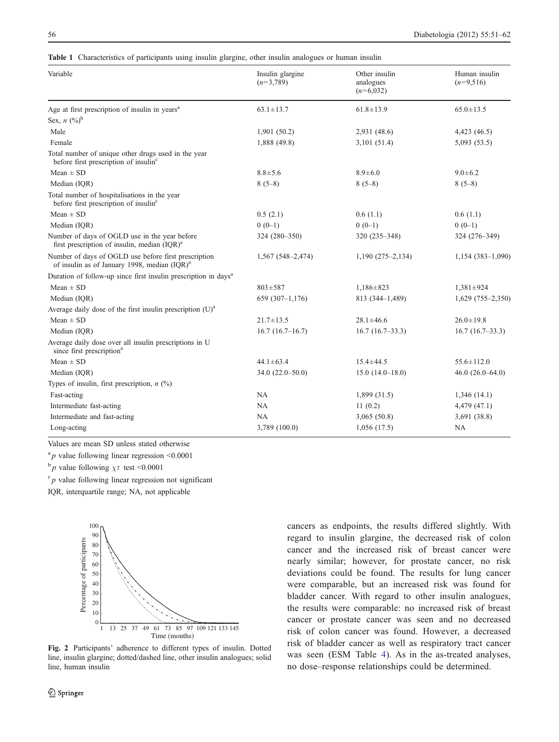**Table 1** Characteristics of participants using insulin glargine, other insulin analogues or human insulin

| Variable | Insulin glargine ($n$=3,789) | Other insulin analogues ($n$=6,032) | Human insulin ($n$=9,516) |
|---|---|---|---|
| Age at first prescription of insulin in years[a] | 63.1±13.7 | 61.8±13.9 | 65.0±13.5 |
| Sex, $n$ (%)[b] | | | |
| Male | 1,901 (50.2) | 2,931 (48.6) | 4,423 (46.5) |
| Female | 1,888 (49.8) | 3,101 (51.4) | 5,093 (53.5) |
| Total number of unique other drugs used in the year before first prescription of insulin[c] | | | |
| Mean ± SD | 8.8±5.6 | 8.9±6.0 | 9.0±6.2 |
| Median (IQR) | 8 (5–8) | 8 (5–8) | 8 (5–8) |
| Total number of hospitalisations in the year before first prescription of insulin[c] | | | |
| Mean ± SD | 0.5 (2.1) | 0.6 (1.1) | 0.6 (1.1) |
| Median (IQR) | 0 (0–1) | 0 (0–1) | 0 (0–1) |
| Number of days of OGLD use in the year before first prescription of insulin, median (IQR)[a] | 324 (280–350) | 320 (235–348) | 324 (276–349) |
| Number of days of OGLD use before first prescription of insulin as of January 1998, median (IQR)[a] | 1,567 (548–2,474) | 1,190 (275–2,134) | 1,154 (383–1,090) |
| Duration of follow-up since first insulin prescription in days[a] | | | |
| Mean ± SD | 803±587 | 1,186±823 | 1,381±924 |
| Median (IQR) | 659 (307–1,176) | 813 (344–1,489) | 1,629 (755–2,350) |
| Average daily dose of the first insulin prescription (U)[a] | | | |
| Mean ± SD | 21.7±13.5 | 28.1±46.6 | 26.0±19.8 |
| Median (IQR) | 16.7 (16.7–16.7) | 16.7 (16.7–33.3) | 16.7 (16.7–33.3) |
| Average daily dose over all insulin prescriptions in U since first prescription[a] | | | |
| Mean ± SD | 44.1±63.4 | 15.4±44.5 | 55.6±112.0 |
| Median (IQR) | 34.0 (22.0–50.0) | 15.0 (14.0–18.0) | 46.0 (26.0–64.0) |
| Types of insulin, first prescription, $n$ (%) | | | |
| Fast-acting | NA | 1,899 (31.5) | 1,346 (14.1) |
| Intermediate fast-acting | NA | 11 (0.2) | 4,479 (47.1) |
| Intermediate and fast-acting | NA | 3,065 (50.8) | 3,691 (38.8) |
| Long-acting | 3,789 (100.0) | 1,056 (17.5) | NA |

Values are mean SD unless stated otherwise

[a] $p$ value following linear regression <0.0001

[b] $p$ value following $\chi^2$ test <0.0001

[c] $p$ value following linear regression not significant

IQR, interquartile range; NA, not applicable

100
90
80
70
60
50
40
30
20
10
0
Percentage of participants
1 13 25 37 49 61 73 85 97 109 121 133 145
Time (months)

**Fig. 2** Participants' adherence to different types of insulin. Dotted line, insulin glargine; dotted/dashed line, other insulin analogues; solid line, human insulin

cancers as endpoints, the results differed slightly. With regard to insulin glargine, the decreased risk of colon cancer and the increased risk of breast cancer were nearly similar; however, for prostate cancer, no risk deviations could be found. The results for lung cancer were comparable, but an increased risk was found for bladder cancer. With regard to other insulin analogues, the results were comparable: no increased risk of breast cancer or prostate cancer was seen and no decreased risk of colon cancer was found. However, a decreased risk of bladder cancer as well as respiratory tract cancer was seen (ESM Table 4). As in the as-treated analyses, no dose–response relationships could be determined.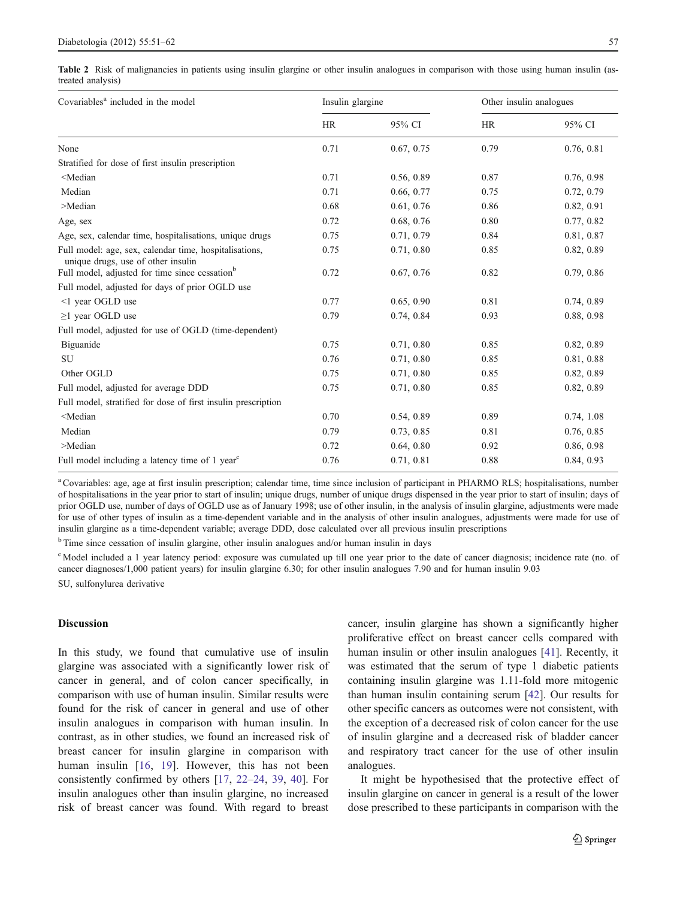**Table 2** Risk of malignancies in patients using insulin glargine or other insulin analogues in comparison with those using human insulin (as-treated analysis)

| Covariables[a] included in the model | Insulin glargine | | Other insulin analogues | |
|---|---|---|---|---|
| | HR | 95% CI | HR | 95% CI |
| None | 0.71 | 0.67, 0.75 | 0.79 | 0.76, 0.81 |
| Stratified for dose of first insulin prescription | | | | |
| <Median | 0.71 | 0.56, 0.89 | 0.87 | 0.76, 0.98 |
| Median | 0.71 | 0.66, 0.77 | 0.75 | 0.72, 0.79 |
| >Median | 0.68 | 0.61, 0.76 | 0.86 | 0.82, 0.91 |
| Age, sex | 0.72 | 0.68, 0.76 | 0.80 | 0.77, 0.82 |
| Age, sex, calendar time, hospitalisations, unique drugs | 0.75 | 0.71, 0.79 | 0.84 | 0.81, 0.87 |
| Full model: age, sex, calendar time, hospitalisations, unique drugs, use of other insulin | 0.75 | 0.71, 0.80 | 0.85 | 0.82, 0.89 |
| Full model, adjusted for time since cessation[b] | 0.72 | 0.67, 0.76 | 0.82 | 0.79, 0.86 |
| Full model, adjusted for days of prior OGLD use | | | | |
| <1 year OGLD use | 0.77 | 0.65, 0.90 | 0.81 | 0.74, 0.89 |
| ≥1 year OGLD use | 0.79 | 0.74, 0.84 | 0.93 | 0.88, 0.98 |
| Full model, adjusted for use of OGLD (time-dependent) | | | | |
| Biguanide | 0.75 | 0.71, 0.80 | 0.85 | 0.82, 0.89 |
| SU | 0.76 | 0.71, 0.80 | 0.85 | 0.81, 0.88 |
| Other OGLD | 0.75 | 0.71, 0.80 | 0.85 | 0.82, 0.89 |
| Full model, adjusted for average DDD | 0.75 | 0.71, 0.80 | 0.85 | 0.82, 0.89 |
| Full model, stratified for dose of first insulin prescription | | | | |
| <Median | 0.70 | 0.54, 0.89 | 0.89 | 0.74, 1.08 |
| Median | 0.79 | 0.73, 0.85 | 0.81 | 0.76, 0.85 |
| >Median | 0.72 | 0.64, 0.80 | 0.92 | 0.86, 0.98 |
| Full model including a latency time of 1 year[c] | 0.76 | 0.71, 0.81 | 0.88 | 0.84, 0.93 |

[a] Covariables: age, age at first insulin prescription; calendar time, time since inclusion of participant in PHARMO RLS; hospitalisations, number of hospitalisations in the year prior to start of insulin; unique drugs, number of unique drugs dispensed in the year prior to start of insulin; days of prior OGLD use, number of days of OGLD use as of January 1998; use of other insulin, in the analysis of insulin glargine, adjustments were made for use of other types of insulin as a time-dependent variable and in the analysis of other insulin analogues, adjustments were made for use of insulin glargine as a time-dependent variable; average DDD, dose calculated over all previous insulin prescriptions

[b] Time since cessation of insulin glargine, other insulin analogues and/or human insulin in days

[c] Model included a 1 year latency period: exposure was cumulated up till one year prior to the date of cancer diagnosis; incidence rate (no. of cancer diagnoses/1,000 patient years) for insulin glargine 6.30; for other insulin analogues 7.90 and for human insulin 9.03

SU, sulfonylurea derivative

## Discussion

In this study, we found that cumulative use of insulin glargine was associated with a significantly lower risk of cancer in general, and of colon cancer specifically, in comparison with use of human insulin. Similar results were found for the risk of cancer in general and use of other insulin analogues in comparison with human insulin. In contrast, as in other studies, we found an increased risk of breast cancer for insulin glargine in comparison with human insulin [16, 19]. However, this has not been consistently confirmed by others [17, 22–24, 39, 40]. For insulin analogues other than insulin glargine, no increased risk of breast cancer was found. With regard to breast cancer, insulin glargine has shown a significantly higher proliferative effect on breast cancer cells compared with human insulin or other insulin analogues [41]. Recently, it was estimated that the serum of type 1 diabetic patients containing insulin glargine was 1.11-fold more mitogenic than human insulin containing serum [42]. Our results for other specific cancers as outcomes were not consistent, with the exception of a decreased risk of colon cancer for the use of insulin glargine and a decreased risk of bladder cancer and respiratory tract cancer for the use of other insulin analogues.

It might be hypothesised that the protective effect of insulin glargine on cancer in general is a result of the lower dose prescribed to these participants in comparison with the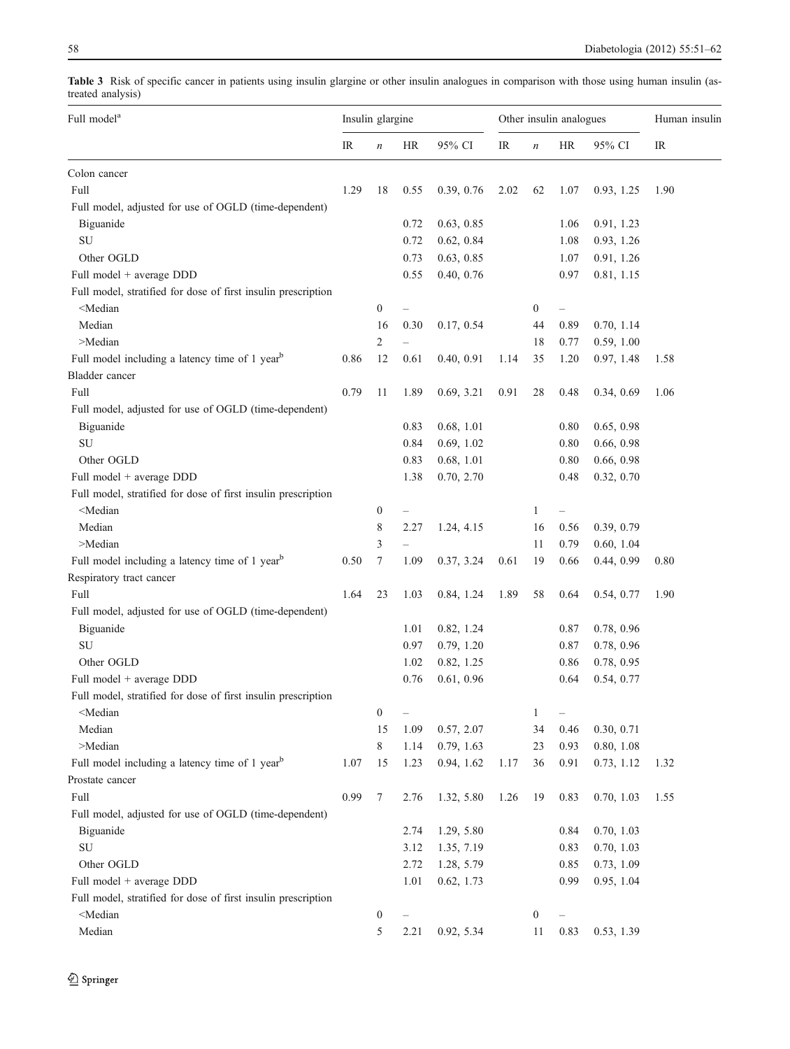**Table 3** Risk of specific cancer in patients using insulin glargine or other insulin analogues in comparison with those using human insulin (as-treated analysis)

| Full model[a] | Insulin glargine | | | | Other insulin analogues | | | | Human insulin |
|---|---|---|---|---|---|---|---|---|---|
| | IR | *n* | HR | 95% CI | IR | *n* | HR | 95% CI | IR |
| Colon cancer | | | | | | | | | |
| Full | 1.29 | 18 | 0.55 | 0.39, 0.76 | 2.02 | 62 | 1.07 | 0.93, 1.25 | 1.90 |
| Full model, adjusted for use of OGLD (time-dependent) | | | | | | | | | |
| Biguanide | | | 0.72 | 0.63, 0.85 | | | 1.06 | 0.91, 1.23 | |
| SU | | | 0.72 | 0.62, 0.84 | | | 1.08 | 0.93, 1.26 | |
| Other OGLD | | | 0.73 | 0.63, 0.85 | | | 1.07 | 0.91, 1.26 | |
| Full model + average DDD | | | 0.55 | 0.40, 0.76 | | | 0.97 | 0.81, 1.15 | |
| Full model, stratified for dose of first insulin prescription | | | | | | | | | |
| <Median | | 0 | – | | | 0 | – | | |
| Median | | 16 | 0.30 | 0.17, 0.54 | | 44 | 0.89 | 0.70, 1.14 | |
| >Median | | 2 | – | | | 18 | 0.77 | 0.59, 1.00 | |
| Full model including a latency time of 1 year[b] | 0.86 | 12 | 0.61 | 0.40, 0.91 | 1.14 | 35 | 1.20 | 0.97, 1.48 | 1.58 |
| Bladder cancer | | | | | | | | | |
| Full | 0.79 | 11 | 1.89 | 0.69, 3.21 | 0.91 | 28 | 0.48 | 0.34, 0.69 | 1.06 |
| Full model, adjusted for use of OGLD (time-dependent) | | | | | | | | | |
| Biguanide | | | 0.83 | 0.68, 1.01 | | | 0.80 | 0.65, 0.98 | |
| SU | | | 0.84 | 0.69, 1.02 | | | 0.80 | 0.66, 0.98 | |
| Other OGLD | | | 0.83 | 0.68, 1.01 | | | 0.80 | 0.66, 0.98 | |
| Full model + average DDD | | | 1.38 | 0.70, 2.70 | | | 0.48 | 0.32, 0.70 | |
| Full model, stratified for dose of first insulin prescription | | | | | | | | | |
| <Median | | 0 | – | | | 1 | – | | |
| Median | | 8 | 2.27 | 1.24, 4.15 | | 16 | 0.56 | 0.39, 0.79 | |
| >Median | | 3 | – | | | 11 | 0.79 | 0.60, 1.04 | |
| Full model including a latency time of 1 year[b] | 0.50 | 7 | 1.09 | 0.37, 3.24 | 0.61 | 19 | 0.66 | 0.44, 0.99 | 0.80 |
| Respiratory tract cancer | | | | | | | | | |
| Full | 1.64 | 23 | 1.03 | 0.84, 1.24 | 1.89 | 58 | 0.64 | 0.54, 0.77 | 1.90 |
| Full model, adjusted for use of OGLD (time-dependent) | | | | | | | | | |
| Biguanide | | | 1.01 | 0.82, 1.24 | | | 0.87 | 0.78, 0.96 | |
| SU | | | 0.97 | 0.79, 1.20 | | | 0.87 | 0.78, 0.96 | |
| Other OGLD | | | 1.02 | 0.82, 1.25 | | | 0.86 | 0.78, 0.95 | |
| Full model + average DDD | | | 0.76 | 0.61, 0.96 | | | 0.64 | 0.54, 0.77 | |
| Full model, stratified for dose of first insulin prescription | | | | | | | | | |
| <Median | | 0 | – | | | 1 | – | | |
| Median | | 15 | 1.09 | 0.57, 2.07 | | 34 | 0.46 | 0.30, 0.71 | |
| >Median | | 8 | 1.14 | 0.79, 1.63 | | 23 | 0.93 | 0.80, 1.08 | |
| Full model including a latency time of 1 year[b] | 1.07 | 15 | 1.23 | 0.94, 1.62 | 1.17 | 36 | 0.91 | 0.73, 1.12 | 1.32 |
| Prostate cancer | | | | | | | | | |
| Full | 0.99 | 7 | 2.76 | 1.32, 5.80 | 1.26 | 19 | 0.83 | 0.70, 1.03 | 1.55 |
| Full model, adjusted for use of OGLD (time-dependent) | | | | | | | | | |
| Biguanide | | | 2.74 | 1.29, 5.80 | | | 0.84 | 0.70, 1.03 | |
| SU | | | 3.12 | 1.35, 7.19 | | | 0.83 | 0.70, 1.03 | |
| Other OGLD | | | 2.72 | 1.28, 5.79 | | | 0.85 | 0.73, 1.09 | |
| Full model + average DDD | | | 1.01 | 0.62, 1.73 | | | 0.99 | 0.95, 1.04 | |
| Full model, stratified for dose of first insulin prescription | | | | | | | | | |
| <Median | | 0 | – | | | 0 | – | | |
| Median | | 5 | 2.21 | 0.92, 5.34 | | 11 | 0.83 | 0.53, 1.39 | |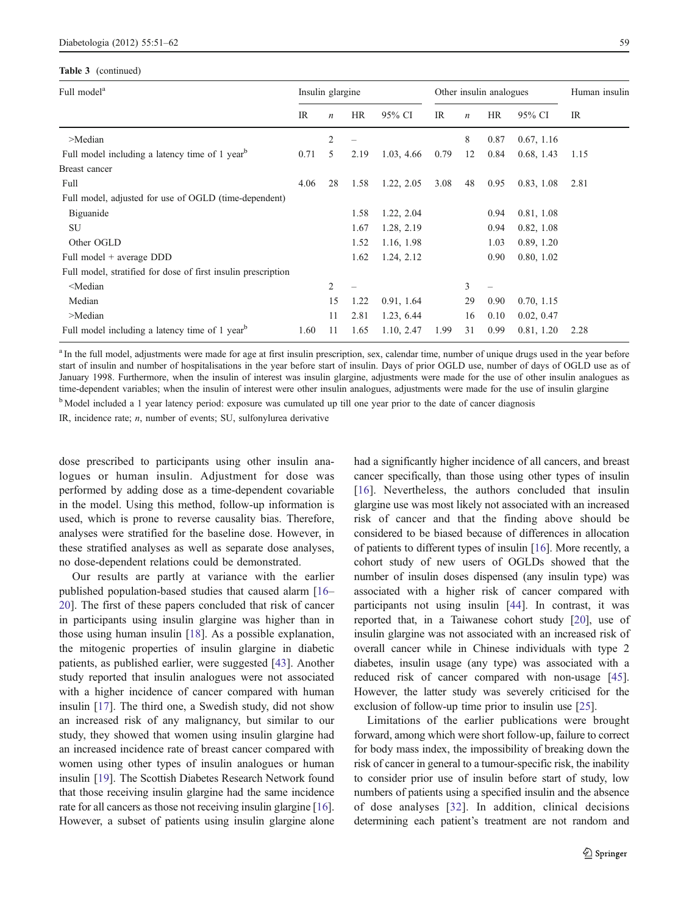**Table 3** (continued)

| Full model[a] | Insulin glargine | | | | Other insulin analogues | | | | Human insulin |
|---|---|---|---|---|---|---|---|---|---|
| | IR | *n* | HR | 95% CI | IR | *n* | HR | 95% CI | IR |
| >Median | | 2 | – | | | 8 | 0.87 | 0.67, 1.16 | |
| Full model including a latency time of 1 year[b] | 0.71 | 5 | 2.19 | 1.03, 4.66 | 0.79 | 12 | 0.84 | 0.68, 1.43 | 1.15 |
| Breast cancer | | | | | | | | | |
| Full | 4.06 | 28 | 1.58 | 1.22, 2.05 | 3.08 | 48 | 0.95 | 0.83, 1.08 | 2.81 |
| Full model, adjusted for use of OGLD (time-dependent) | | | | | | | | | |
| Biguanide | | | 1.58 | 1.22, 2.04 | | | 0.94 | 0.81, 1.08 | |
| SU | | | 1.67 | 1.28, 2.19 | | | 0.94 | 0.82, 1.08 | |
| Other OGLD | | | 1.52 | 1.16, 1.98 | | | 1.03 | 0.89, 1.20 | |
| Full model + average DDD | | | 1.62 | 1.24, 2.12 | | | 0.90 | 0.80, 1.02 | |
| Full model, stratified for dose of first insulin prescription | | | | | | | | | |
| <Median | | 2 | – | | | 3 | – | | |
| Median | | 15 | 1.22 | 0.91, 1.64 | | 29 | 0.90 | 0.70, 1.15 | |
| >Median | | 11 | 2.81 | 1.23, 6.44 | | 16 | 0.10 | 0.02, 0.47 | |
| Full model including a latency time of 1 year[b] | 1.60 | 11 | 1.65 | 1.10, 2.47 | 1.99 | 31 | 0.99 | 0.81, 1.20 | 2.28 |

[a] In the full model, adjustments were made for age at first insulin prescription, sex, calendar time, number of unique drugs used in the year before start of insulin and number of hospitalisations in the year before start of insulin. Days of prior OGLD use, number of days of OGLD use as of January 1998. Furthermore, when the insulin of interest was insulin glargine, adjustments were made for the use of other insulin analogues as time-dependent variables; when the insulin of interest were other insulin analogues, adjustments were made for the use of insulin glargine

[b] Model included a 1 year latency period: exposure was cumulated up till one year prior to the date of cancer diagnosis

IR, incidence rate; *n*, number of events; SU, sulfonylurea derivative

dose prescribed to participants using other insulin analogues or human insulin. Adjustment for dose was performed by adding dose as a time-dependent covariable in the model. Using this method, follow-up information is used, which is prone to reverse causality bias. Therefore, analyses were stratified for the baseline dose. However, in these stratified analyses as well as separate dose analyses, no dose-dependent relations could be demonstrated.

Our results are partly at variance with the earlier published population-based studies that caused alarm [16–20]. The first of these papers concluded that risk of cancer in participants using insulin glargine was higher than in those using human insulin [18]. As a possible explanation, the mitogenic properties of insulin glargine in diabetic patients, as published earlier, were suggested [43]. Another study reported that insulin analogues were not associated with a higher incidence of cancer compared with human insulin [17]. The third one, a Swedish study, did not show an increased risk of any malignancy, but similar to our study, they showed that women using insulin glargine had an increased incidence rate of breast cancer compared with women using other types of insulin analogues or human insulin [19]. The Scottish Diabetes Research Network found that those receiving insulin glargine had the same incidence rate for all cancers as those not receiving insulin glargine [16]. However, a subset of patients using insulin glargine alone had a significantly higher incidence of all cancers, and breast cancer specifically, than those using other types of insulin [16]. Nevertheless, the authors concluded that insulin glargine use was most likely not associated with an increased risk of cancer and that the finding above should be considered to be biased because of differences in allocation of patients to different types of insulin [16]. More recently, a cohort study of new users of OGLDs showed that the number of insulin doses dispensed (any insulin type) was associated with a higher risk of cancer compared with participants not using insulin [44]. In contrast, it was reported that, in a Taiwanese cohort study [20], use of insulin glargine was not associated with an increased risk of overall cancer while in Chinese individuals with type 2 diabetes, insulin usage (any type) was associated with a reduced risk of cancer compared with non-usage [45]. However, the latter study was severely criticised for the exclusion of follow-up time prior to insulin use [25].

Limitations of the earlier publications were brought forward, among which were short follow-up, failure to correct for body mass index, the impossibility of breaking down the risk of cancer in general to a tumour-specific risk, the inability to consider prior use of insulin before start of study, low numbers of patients using a specified insulin and the absence of dose analyses [32]. In addition, clinical decisions determining each patient's treatment are not random and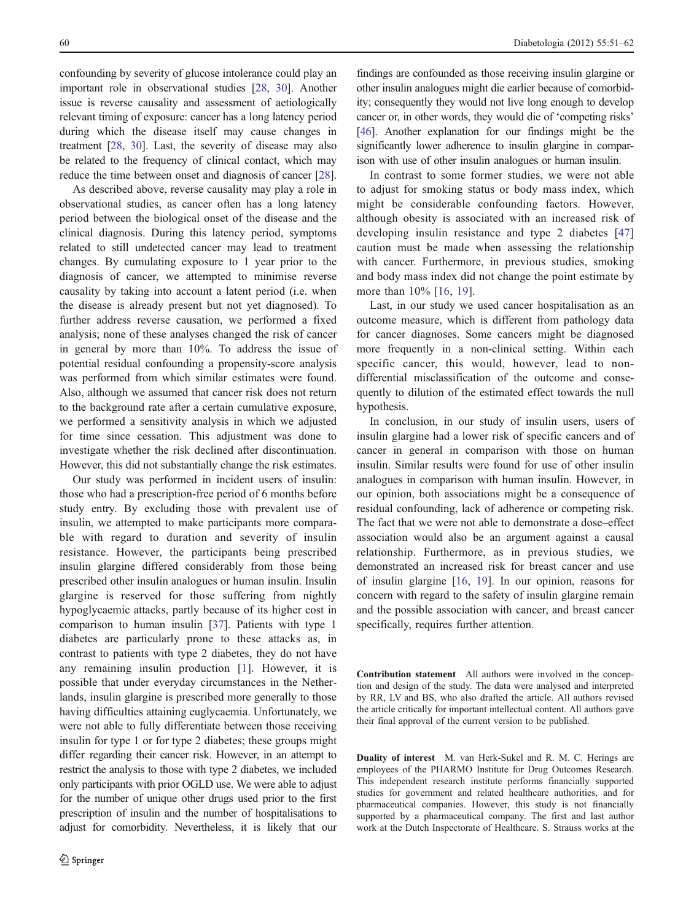confounding by severity of glucose intolerance could play an important role in observational studies [28, 30]. Another issue is reverse causality and assessment of aetiologically relevant timing of exposure: cancer has a long latency period during which the disease itself may cause changes in treatment [28, 30]. Last, the severity of disease may also be related to the frequency of clinical contact, which may reduce the time between onset and diagnosis of cancer [28].

As described above, reverse causality may play a role in observational studies, as cancer often has a long latency period between the biological onset of the disease and the clinical diagnosis. During this latency period, symptoms related to still undetected cancer may lead to treatment changes. By cumulating exposure to 1 year prior to the diagnosis of cancer, we attempted to minimise reverse causality by taking into account a latent period (i.e. when the disease is already present but not yet diagnosed). To further address reverse causation, we performed a fixed analysis; none of these analyses changed the risk of cancer in general by more than 10%. To address the issue of potential residual confounding a propensity-score analysis was performed from which similar estimates were found. Also, although we assumed that cancer risk does not return to the background rate after a certain cumulative exposure, we performed a sensitivity analysis in which we adjusted for time since cessation. This adjustment was done to investigate whether the risk declined after discontinuation. However, this did not substantially change the risk estimates.

Our study was performed in incident users of insulin: those who had a prescription-free period of 6 months before study entry. By excluding those with prevalent use of insulin, we attempted to make participants more comparable with regard to duration and severity of insulin resistance. However, the participants being prescribed insulin glargine differed considerably from those being prescribed other insulin analogues or human insulin. Insulin glargine is reserved for those suffering from nightly hypoglycaemic attacks, partly because of its higher cost in comparison to human insulin [37]. Patients with type 1 diabetes are particularly prone to these attacks as, in contrast to patients with type 2 diabetes, they do not have any remaining insulin production [1]. However, it is possible that under everyday circumstances in the Netherlands, insulin glargine is prescribed more generally to those having difficulties attaining euglycaemia. Unfortunately, we were not able to fully differentiate between those receiving insulin for type 1 or for type 2 diabetes; these groups might differ regarding their cancer risk. However, in an attempt to restrict the analysis to those with type 2 diabetes, we included only participants with prior OGLD use. We were able to adjust for the number of unique other drugs used prior to the first prescription of insulin and the number of hospitalisations to adjust for comorbidity. Nevertheless, it is likely that our findings are confounded as those receiving insulin glargine or other insulin analogues might die earlier because of comorbidity; consequently they would not live long enough to develop cancer or, in other words, they would die of 'competing risks' [46]. Another explanation for our findings might be the significantly lower adherence to insulin glargine in comparison with use of other insulin analogues or human insulin.

In contrast to some former studies, we were not able to adjust for smoking status or body mass index, which might be considerable confounding factors. However, although obesity is associated with an increased risk of developing insulin resistance and type 2 diabetes [47] caution must be made when assessing the relationship with cancer. Furthermore, in previous studies, smoking and body mass index did not change the point estimate by more than 10% [16, 19].

Last, in our study we used cancer hospitalisation as an outcome measure, which is different from pathology data for cancer diagnoses. Some cancers might be diagnosed more frequently in a non-clinical setting. Within each specific cancer, this would, however, lead to non-differential misclassification of the outcome and consequently to dilution of the estimated effect towards the null hypothesis.

In conclusion, in our study of insulin users, users of insulin glargine had a lower risk of specific cancers and of cancer in general in comparison with those on human insulin. Similar results were found for use of other insulin analogues in comparison with human insulin. However, in our opinion, both associations might be a consequence of residual confounding, lack of adherence or competing risk. The fact that we were not able to demonstrate a dose–effect association would also be an argument against a causal relationship. Furthermore, as in previous studies, we demonstrated an increased risk for breast cancer and use of insulin glargine [16, 19]. In our opinion, reasons for concern with regard to the safety of insulin glargine remain and the possible association with cancer, and breast cancer specifically, requires further attention.

**Contribution statement** All authors were involved in the conception and design of the study. The data were analysed and interpreted by RR, LV and BS, who also drafted the article. All authors revised the article critically for important intellectual content. All authors gave their final approval of the current version to be published.

**Duality of interest** M. van Herk-Sukel and R. M. C. Herings are employees of the PHARMO Institute for Drug Outcomes Research. This independent research institute performs financially supported studies for government and related healthcare authorities, and for pharmaceutical companies. However, this study is not financially supported by a pharmaceutical company. The first and last author work at the Dutch Inspectorate of Healthcare. S. Strauss works at the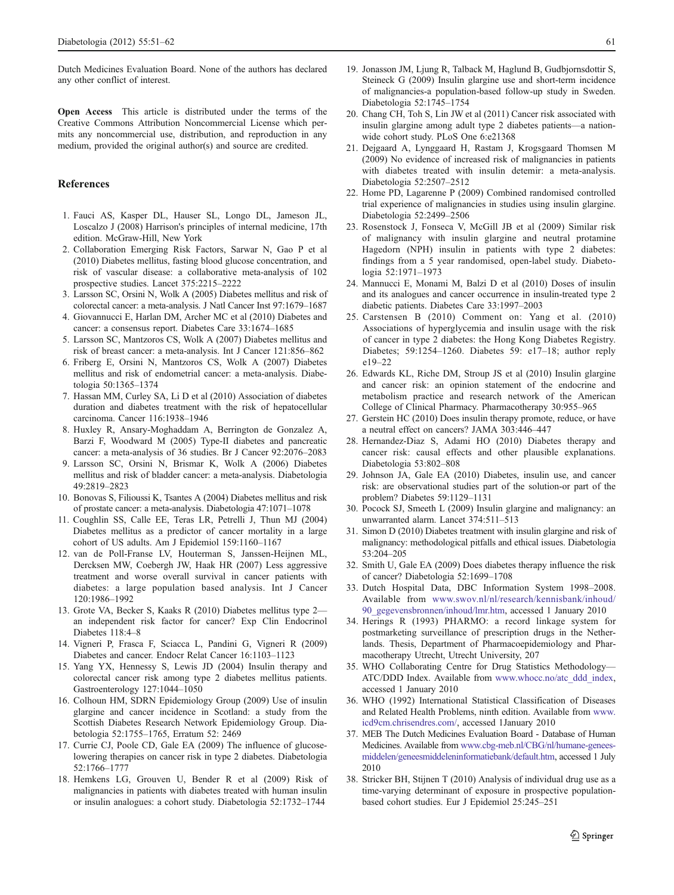Dutch Medicines Evaluation Board. None of the authors has declared any other conflict of interest.

**Open Access** This article is distributed under the terms of the Creative Commons Attribution Noncommercial License which permits any noncommercial use, distribution, and reproduction in any medium, provided the original author(s) and source are credited.

## References

1. Fauci AS, Kasper DL, Hauser SL, Longo DL, Jameson JL, Loscalzo J (2008) Harrison's principles of internal medicine, 17th edition. McGraw-Hill, New York
2. Collaboration Emerging Risk Factors, Sarwar N, Gao P et al (2010) Diabetes mellitus, fasting blood glucose concentration, and risk of vascular disease: a collaborative meta-analysis of 102 prospective studies. Lancet 375:2215–2222
3. Larsson SC, Orsini N, Wolk A (2005) Diabetes mellitus and risk of colorectal cancer: a meta-analysis. J Natl Cancer Inst 97:1679–1687
4. Giovannucci E, Harlan DM, Archer MC et al (2010) Diabetes and cancer: a consensus report. Diabetes Care 33:1674–1685
5. Larsson SC, Mantzoros CS, Wolk A (2007) Diabetes mellitus and risk of breast cancer: a meta-analysis. Int J Cancer 121:856–862
6. Friberg E, Orsini N, Mantzoros CS, Wolk A (2007) Diabetes mellitus and risk of endometrial cancer: a meta-analysis. Diabetologia 50:1365–1374
7. Hassan MM, Curley SA, Li D et al (2010) Association of diabetes duration and diabetes treatment with the risk of hepatocellular carcinoma. Cancer 116:1938–1946
8. Huxley R, Ansary-Moghaddam A, Berrington de Gonzalez A, Barzi F, Woodward M (2005) Type-II diabetes and pancreatic cancer: a meta-analysis of 36 studies. Br J Cancer 92:2076–2083
9. Larsson SC, Orsini N, Brismar K, Wolk A (2006) Diabetes mellitus and risk of bladder cancer: a meta-analysis. Diabetologia 49:2819–2823
10. Bonovas S, Filioussi K, Tsantes A (2004) Diabetes mellitus and risk of prostate cancer: a meta-analysis. Diabetologia 47:1071–1078
11. Coughlin SS, Calle EE, Teras LR, Petrelli J, Thun MJ (2004) Diabetes mellitus as a predictor of cancer mortality in a large cohort of US adults. Am J Epidemiol 159:1160–1167
12. van de Poll-Franse LV, Houterman S, Janssen-Heijnen ML, Dercksen MW, Coebergh JW, Haak HR (2007) Less aggressive treatment and worse overall survival in cancer patients with diabetes: a large population based analysis. Int J Cancer 120:1986–1992
13. Grote VA, Becker S, Kaaks R (2010) Diabetes mellitus type 2—an independent risk factor for cancer? Exp Clin Endocrinol Diabetes 118:4–8
14. Vigneri P, Frasca F, Sciacca L, Pandini G, Vigneri R (2009) Diabetes and cancer. Endocr Relat Cancer 16:1103–1123
15. Yang YX, Hennessy S, Lewis JD (2004) Insulin therapy and colorectal cancer risk among type 2 diabetes mellitus patients. Gastroenterology 127:1044–1050
16. Colhoun HM, SDRN Epidemiology Group (2009) Use of insulin glargine and cancer incidence in Scotland: a study from the Scottish Diabetes Research Network Epidemiology Group. Diabetologia 52:1755–1765, Erratum 52: 2469
17. Currie CJ, Poole CD, Gale EA (2009) The influence of glucose-lowering therapies on cancer risk in type 2 diabetes. Diabetologia 52:1766–1777
18. Hemkens LG, Grouven U, Bender R et al (2009) Risk of malignancies in patients with diabetes treated with human insulin or insulin analogues: a cohort study. Diabetologia 52:1732–1744
19. Jonasson JM, Ljung R, Talback M, Haglund B, Gudbjornsdottir S, Steineck G (2009) Insulin glargine use and short-term incidence of malignancies-a population-based follow-up study in Sweden. Diabetologia 52:1745–1754
20. Chang CH, Toh S, Lin JW et al (2011) Cancer risk associated with insulin glargine among adult type 2 diabetes patients—a nationwide cohort study. PLoS One 6:e21368
21. Dejgaard A, Lynggaard H, Rastam J, Krogsgaard Thomsen M (2009) No evidence of increased risk of malignancies in patients with diabetes treated with insulin detemir: a meta-analysis. Diabetologia 52:2507–2512
22. Home PD, Lagarenne P (2009) Combined randomised controlled trial experience of malignancies in studies using insulin glargine. Diabetologia 52:2499–2506
23. Rosenstock J, Fonseca V, McGill JB et al (2009) Similar risk of malignancy with insulin glargine and neutral protamine Hagedorn (NPH) insulin in patients with type 2 diabetes: findings from a 5 year randomised, open-label study. Diabetologia 52:1971–1973
24. Mannucci E, Monami M, Balzi D et al (2010) Doses of insulin and its analogues and cancer occurrence in insulin-treated type 2 diabetic patients. Diabetes Care 33:1997–2003
25. Carstensen B (2010) Comment on: Yang et al. (2010) Associations of hyperglycemia and insulin usage with the risk of cancer in type 2 diabetes: the Hong Kong Diabetes Registry. Diabetes; 59:1254–1260. Diabetes 59: e17–18; author reply e19–22
26. Edwards KL, Riche DM, Stroup JS et al (2010) Insulin glargine and cancer risk: an opinion statement of the endocrine and metabolism practice and research network of the American College of Clinical Pharmacy. Pharmacotherapy 30:955–965
27. Gerstein HC (2010) Does insulin therapy promote, reduce, or have a neutral effect on cancers? JAMA 303:446–447
28. Hernandez-Diaz S, Adami HO (2010) Diabetes therapy and cancer risk: causal effects and other plausible explanations. Diabetologia 53:802–808
29. Johnson JA, Gale EA (2010) Diabetes, insulin use, and cancer risk: are observational studies part of the solution-or part of the problem? Diabetes 59:1129–1131
30. Pocock SJ, Smeeth L (2009) Insulin glargine and malignancy: an unwarranted alarm. Lancet 374:511–513
31. Simon D (2010) Diabetes treatment with insulin glargine and risk of malignancy: methodological pitfalls and ethical issues. Diabetologia 53:204–205
32. Smith U, Gale EA (2009) Does diabetes therapy influence the risk of cancer? Diabetologia 52:1699–1708
33. Dutch Hospital Data, DBC Information System 1998–2008. Available from www.swov.nl/nl/research/kennisbank/inhoud/90_gegevensbronnen/inhoud/lmr.htm, accessed 1 January 2010
34. Herings R (1993) PHARMO: a record linkage system for postmarketing surveillance of prescription drugs in the Netherlands. Thesis, Department of Pharmacoepidemiology and Pharmacotherapy Utrecht, Utrecht University, 207
35. WHO Collaborating Centre for Drug Statistics Methodology—ATC/DDD Index. Available from www.whocc.no/atc_ddd_index, accessed 1 January 2010
36. WHO (1992) International Statistical Classification of Diseases and Related Health Problems, ninth edition. Available from www.icd9cm.chrisendres.com/, accessed 1January 2010
37. MEB The Dutch Medicines Evaluation Board - Database of Human Medicines. Available from www.cbg-meb.nl/CBG/nl/humane-geneesmiddelen/geneesmiddeleninformatiebank/default.htm, accessed 1 July 2010
38. Stricker BH, Stijnen T (2010) Analysis of individual drug use as a time-varying determinant of exposure in prospective population-based cohort studies. Eur J Epidemiol 25:245–251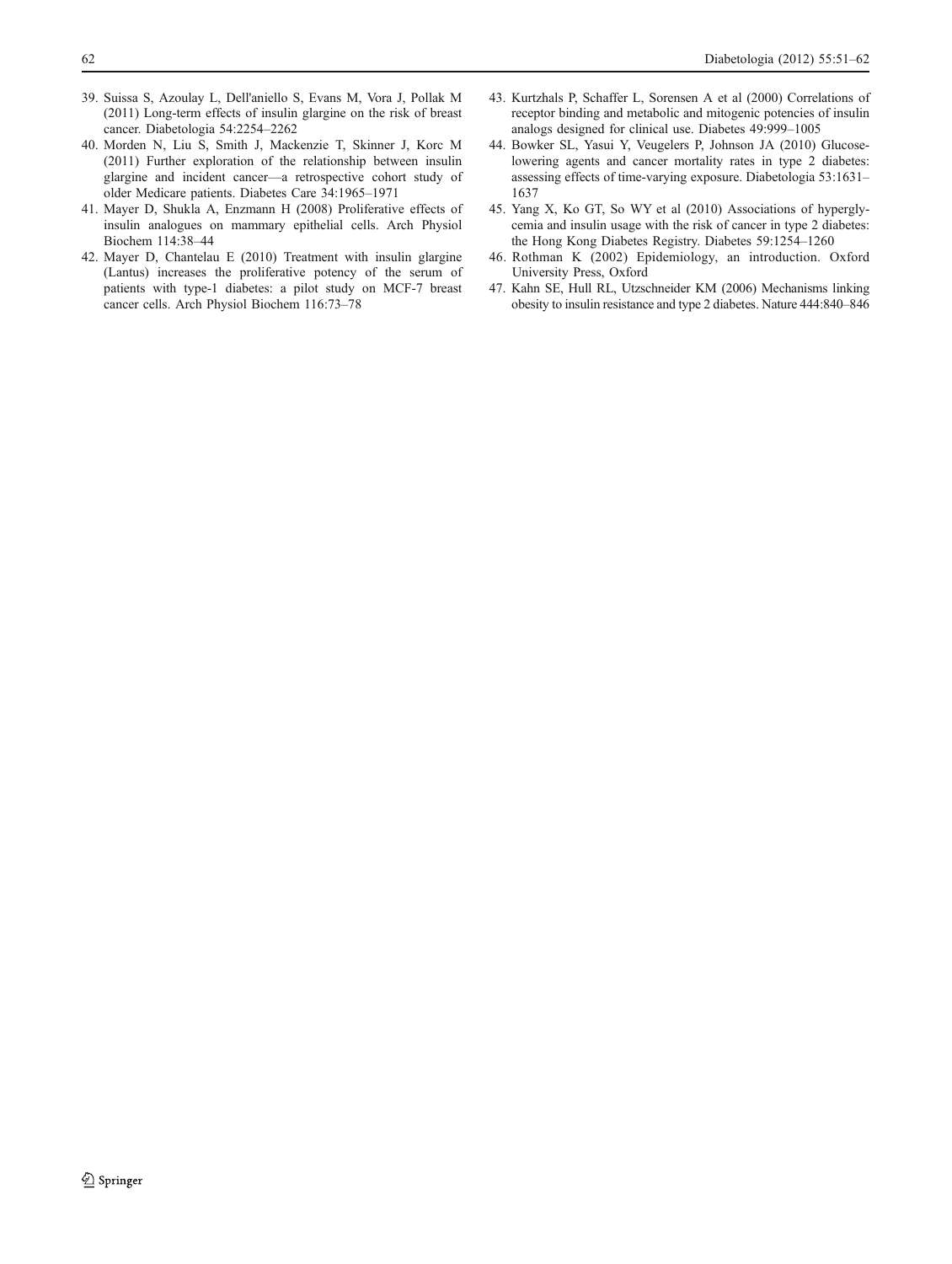39. Suissa S, Azoulay L, Dell'aniello S, Evans M, Vora J, Pollak M (2011) Long-term effects of insulin glargine on the risk of breast cancer. Diabetologia 54:2254–2262
40. Morden N, Liu S, Smith J, Mackenzie T, Skinner J, Korc M (2011) Further exploration of the relationship between insulin glargine and incident cancer—a retrospective cohort study of older Medicare patients. Diabetes Care 34:1965–1971
41. Mayer D, Shukla A, Enzmann H (2008) Proliferative effects of insulin analogues on mammary epithelial cells. Arch Physiol Biochem 114:38–44
42. Mayer D, Chantelau E (2010) Treatment with insulin glargine (Lantus) increases the proliferative potency of the serum of patients with type-1 diabetes: a pilot study on MCF-7 breast cancer cells. Arch Physiol Biochem 116:73–78
43. Kurtzhals P, Schaffer L, Sorensen A et al (2000) Correlations of receptor binding and metabolic and mitogenic potencies of insulin analogs designed for clinical use. Diabetes 49:999–1005
44. Bowker SL, Yasui Y, Veugelers P, Johnson JA (2010) Glucose-lowering agents and cancer mortality rates in type 2 diabetes: assessing effects of time-varying exposure. Diabetologia 53:1631–1637
45. Yang X, Ko GT, So WY et al (2010) Associations of hyperglycemia and insulin usage with the risk of cancer in type 2 diabetes: the Hong Kong Diabetes Registry. Diabetes 59:1254–1260
46. Rothman K (2002) Epidemiology, an introduction. Oxford University Press, Oxford
47. Kahn SE, Hull RL, Utzschneider KM (2006) Mechanisms linking obesity to insulin resistance and type 2 diabetes. Nature 444:840–846